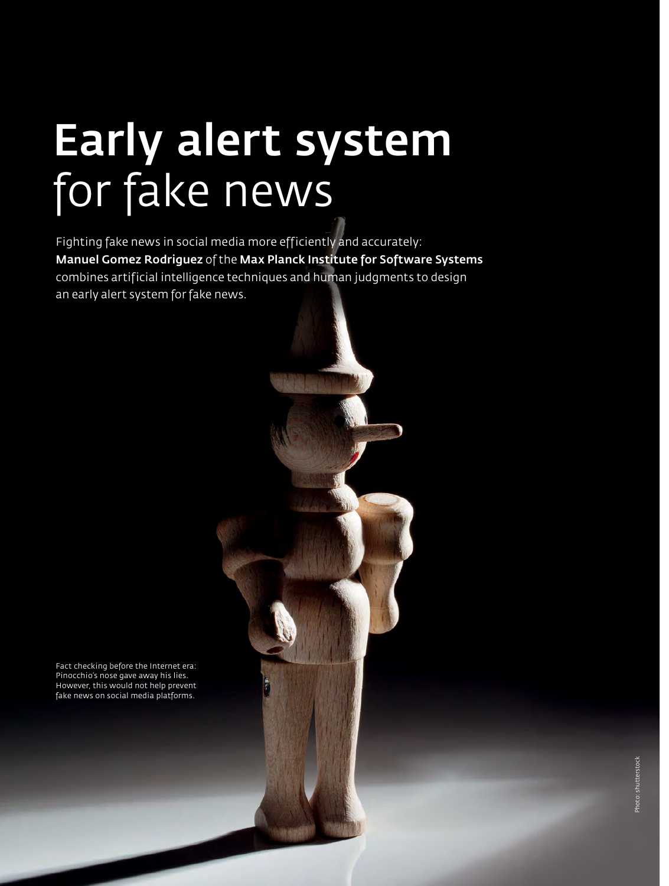# **Early alert system** for fake news

Fighting fake news in social media more efficiently and accurately: **Manuel Gomez Rodriguez** of the **Max Planck Institute for Software Systems** combines artificial intelligence techniques and human judgments to design an early alert system for fake news.

Fact checking before the Internet era: Pinocchio's nose gave away his lies. However, this would not help prevent fake news on social media platforms.

Photo: shutterstock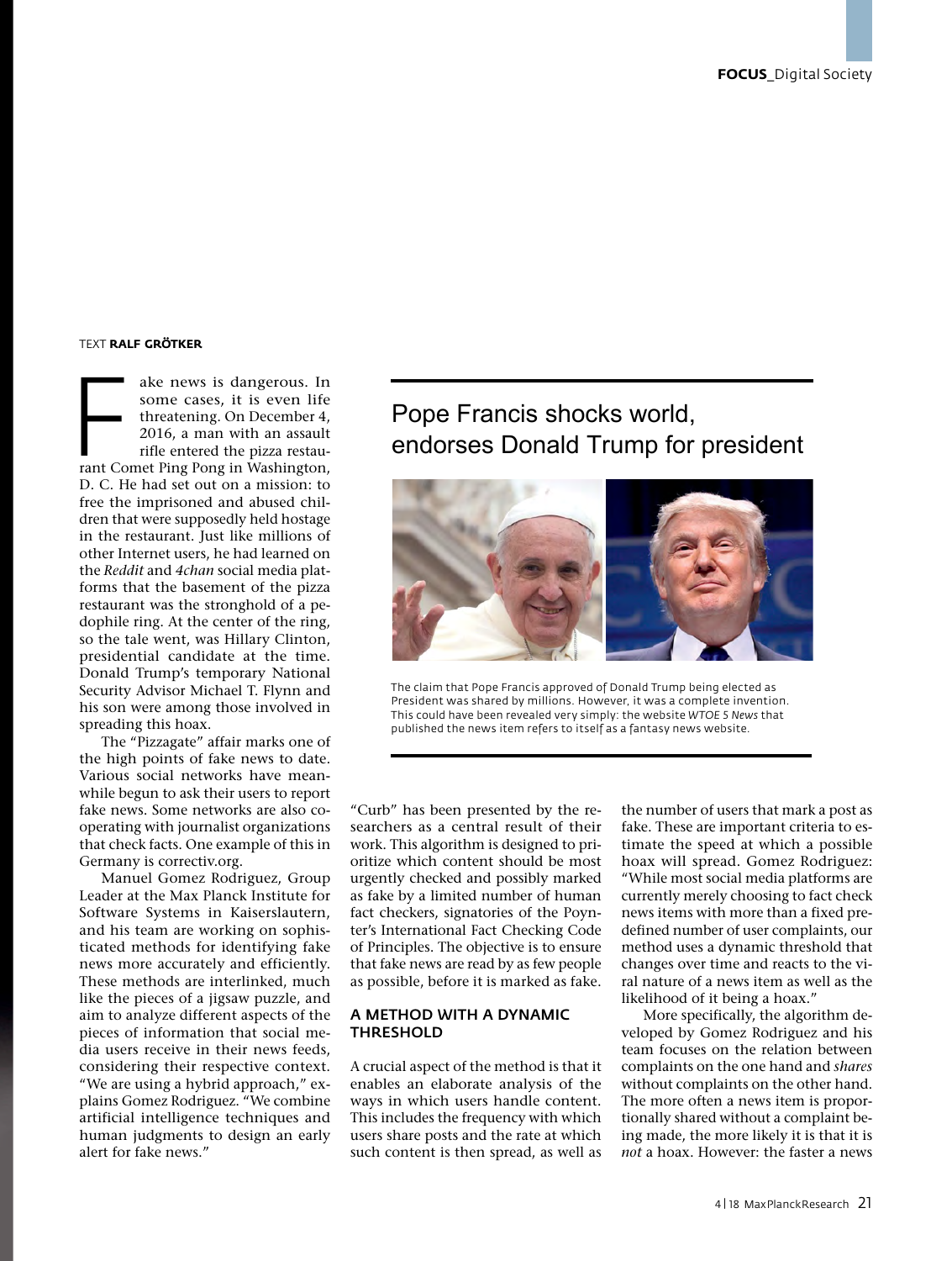TEXT **RALF GRÖTKER**

Fake news is dangerous. In some cases, it is even life threatening. On December 4, 2016, a man with an assault rifle entered the pizza restaurant Comet Ping Pong in Washington, D. C. He had set out on a mission: to free the imprisoned and abused children that were supposedly held hostage in the restaurant. Just like millions of other Internet users, he had learned on the *Reddit* and *4chan* social media platforms that the basement of the pizza restaurant was the stronghold of a pedophile ring. At the center of the ring, so the tale went, was Hillary Clinton, presidential candidate at the time. Donald Trump's temporary National Security Advisor Michael T. Flynn and his son were among those involved in spreading this hoax.

The "Pizzagate" affair marks one of the high points of fake news to date. Various social networks have meanwhile begun to ask their users to report fake news. Some networks are also cooperating with journalist organizations that check facts. One example of this in Germany is correctiv.org.

Manuel Gomez Rodriguez, Group Leader at the Max Planck Institute for Software Systems in Kaiserslautern, and his team are working on sophisticated methods for identifying fake news more accurately and efficiently. These methods are interlinked, much like the pieces of a jigsaw puzzle, and aim to analyze different aspects of the pieces of information that social media users receive in their news feeds, considering their respective context. "We are using a hybrid approach," explains Gomez Rodriguez. "We combine artificial intelligence techniques and human judgments to design an early alert for fake news."

Pope Francis shocks world, endorses Donald Trump for president

The claim that Pope Francis approved of Donald Trump being elected as President was shared by millions. However, it was a complete invention. This could have been revealed very simply: the website *WTOE 5 News* that published the news item refers to itself as a fantasy news website.

"Curb" has been presented by the researchers as a central result of their work. This algorithm is designed to prioritize which content should be most urgently checked and possibly marked as fake by a limited number of human fact checkers, signatories of the Poynter's International Fact Checking Code of Principles. The objective is to ensure that fake news are read by as few people as possible, before it is marked as fake.

## A METHOD WITH A DYNAMIC THRESHOLD

A crucial aspect of the method is that it enables an elaborate analysis of the ways in which users handle content. This includes the frequency with which users share posts and the rate at which such content is then spread, as well as the number of users that mark a post as fake. These are important criteria to estimate the speed at which a possible hoax will spread. Gomez Rodriguez: "While most social media platforms are currently merely choosing to fact check news items with more than a fixed predefined number of user complaints, our method uses a dynamic threshold that changes over time and reacts to the viral nature of a news item as well as the likelihood of it being a hoax."

More specifically, the algorithm developed by Gomez Rodriguez and his team focuses on the relation between complaints on the one hand and *shares* without complaints on the other hand. The more often a news item is proportionally shared without a complaint being made, the more likely it is that it is *not* a hoax. However: the faster a news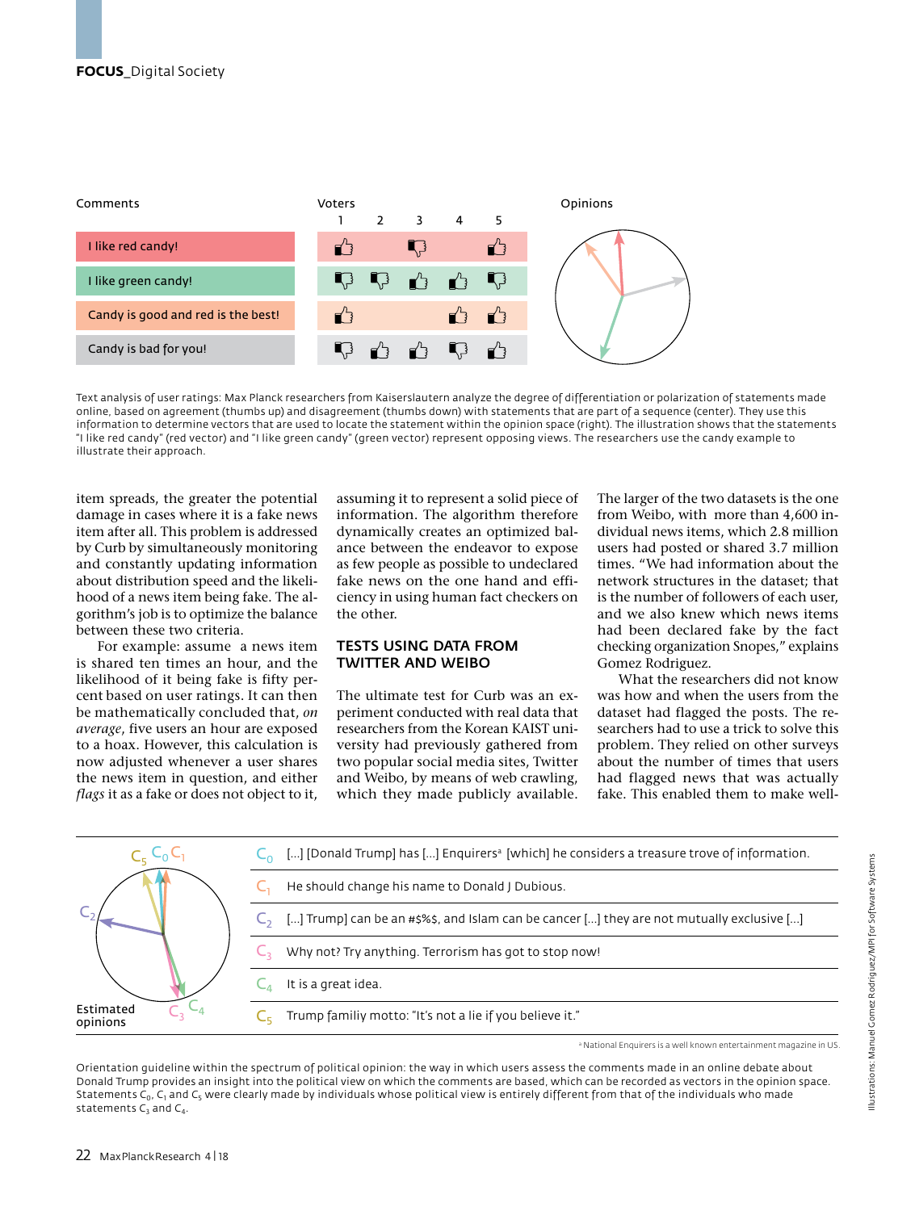| Comments | Voters 1 | 2 | 3 | 4 | 5 |
| --- | --- | --- | --- | --- | --- |
| I like red candy! | 👍 | | 👎 | | 👍 |
| I like green candy! | 👎 | 👎 | 👍 | 👍 | 👎 |
| Candy is good and red is the best! | 👍 | | | 👍 | 👍 |
| Candy is bad for you! | 👎 | 👍 | 👍 | 👎 | 👍 |

Opinions

Text analysis of user ratings: Max Planck researchers from Kaiserslautern analyze the degree of differentiation or polarization of statements made online, based on agreement (thumbs up) and disagreement (thumbs down) with statements that are part of a sequence (center). They use this information to determine vectors that are used to locate the statement within the opinion space (right). The illustration shows that the statements "I like red candy" (red vector) and "I like green candy" (green vector) represent opposing views. The researchers use the candy example to illustrate their approach.

item spreads, the greater the potential damage in cases where it is a fake news item after all. This problem is addressed by Curb by simultaneously monitoring and constantly updating information about distribution speed and the likelihood of a news item being fake. The algorithm's job is to optimize the balance between these two criteria.

For example: assume a news item is shared ten times an hour, and the likelihood of it being fake is fifty percent based on user ratings. It can then be mathematically concluded that, *on average*, five users an hour are exposed to a hoax. However, this calculation is now adjusted whenever a user shares the news item in question, and either *flags* it as a fake or does not object to it, assuming it to represent a solid piece of information. The algorithm therefore dynamically creates an optimized balance between the endeavor to expose as few people as possible to undeclared fake news on the one hand and efficiency in using human fact checkers on the other.

## TESTS USING DATA FROM TWITTER AND WEIBO

The ultimate test for Curb was an experiment conducted with real data that researchers from the Korean KAIST university had previously gathered from two popular social media sites, Twitter and Weibo, by means of web crawling, which they made publicly available. The larger of the two datasets is the one from Weibo, with more than 4,600 individual news items, which 2.8 million users had posted or shared 3.7 million times. "We had information about the network structures in the dataset; that is the number of followers of each user, and we also knew which news items had been declared fake by the fact checking organization Snopes," explains Gomez Rodriguez.

What the researchers did not know was how and when the users from the dataset had flagged the posts. The researchers had to use a trick to solve this problem. They relied on other surveys about the number of times that users had flagged news that was actually fake. This enabled them to make well-

Estimated opinions

| | |
| --- | --- |
| $C_0$ | [...] [Donald Trump] has [...] Enquirers[a] [which] he considers a treasure trove of information. |
| $C_1$ | He should change his name to Donald J Dubious. |
| $C_2$ | [...] Trump] can be an #$%$, and Islam can be cancer [...] they are not mutually exclusive [...] |
| $C_3$ | Why not? Try anything. Terrorism has got to stop now! |
| $C_4$ | It is a great idea. |
| $C_5$ | Trump familiy motto: "It's not a lie if you believe it." |

[a] National Enquirers is a well known entertainment magazine in US.

Orientation guideline within the spectrum of political opinion: the way in which users assess the comments made in an online debate about Donald Trump provides an insight into the political view on which the comments are based, which can be recorded as vectors in the opinion space. Statements $C_0$, $C_1$ and $C_5$ were clearly made by individuals whose political view is entirely different from that of the individuals who made statements $C_3$ and $C_4$.

Illustrations: Manuel Gomez Rodriguez/MPI for Software Systems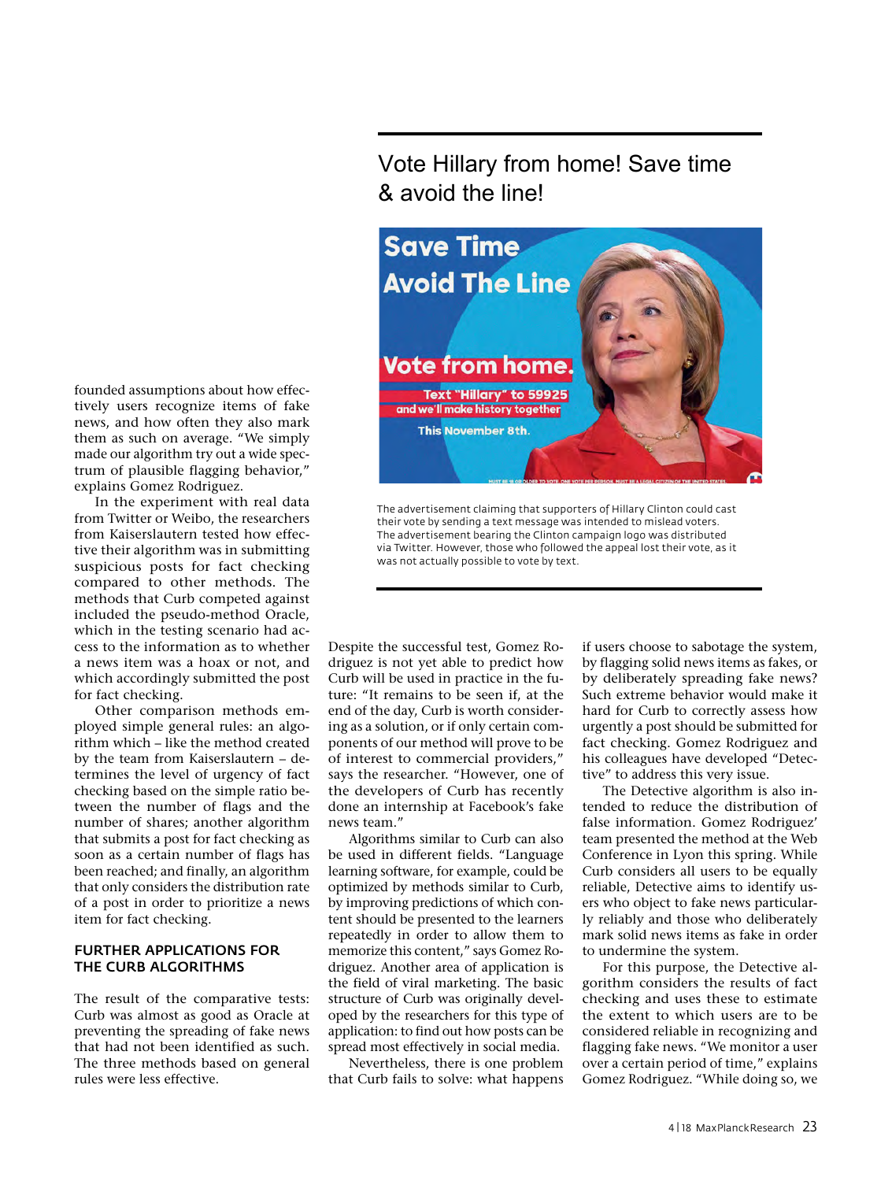founded assumptions about how effectively users recognize items of fake news, and how often they also mark them as such on average. "We simply made our algorithm try out a wide spectrum of plausible flagging behavior," explains Gomez Rodriguez.

In the experiment with real data from Twitter or Weibo, the researchers from Kaiserslautern tested how effective their algorithm was in submitting suspicious posts for fact checking compared to other methods. The methods that Curb competed against included the pseudo-method Oracle, which in the testing scenario had access to the information as to whether a news item was a hoax or not, and which accordingly submitted the post for fact checking.

Other comparison methods employed simple general rules: an algorithm which – like the method created by the team from Kaiserslautern – determines the level of urgency of fact checking based on the simple ratio between the number of flags and the number of shares; another algorithm that submits a post for fact checking as soon as a certain number of flags has been reached; and finally, an algorithm that only considers the distribution rate of a post in order to prioritize a news item for fact checking.

## FURTHER APPLICATIONS FOR THE CURB ALGORITHMS

The result of the comparative tests: Curb was almost as good as Oracle at preventing the spreading of fake news that had not been identified as such. The three methods based on general rules were less effective.

## Vote Hillary from home! Save time & avoid the line!

The advertisement claiming that supporters of Hillary Clinton could cast their vote by sending a text message was intended to mislead voters. The advertisement bearing the Clinton campaign logo was distributed via Twitter. However, those who followed the appeal lost their vote, as it was not actually possible to vote by text.

Despite the successful test, Gomez Rodriguez is not yet able to predict how Curb will be used in practice in the future: "It remains to be seen if, at the end of the day, Curb is worth considering as a solution, or if only certain components of our method will prove to be of interest to commercial providers," says the researcher. "However, one of the developers of Curb has recently done an internship at Facebook's fake news team."

Algorithms similar to Curb can also be used in different fields. "Language learning software, for example, could be optimized by methods similar to Curb, by improving predictions of which content should be presented to the learners repeatedly in order to allow them to memorize this content," says Gomez Rodriguez. Another area of application is the field of viral marketing. The basic structure of Curb was originally developed by the researchers for this type of application: to find out how posts can be spread most effectively in social media.

Nevertheless, there is one problem that Curb fails to solve: what happens if users choose to sabotage the system, by flagging solid news items as fakes, or by deliberately spreading fake news? Such extreme behavior would make it hard for Curb to correctly assess how urgently a post should be submitted for fact checking. Gomez Rodriguez and his colleagues have developed "Detective" to address this very issue.

The Detective algorithm is also intended to reduce the distribution of false information. Gomez Rodriguez' team presented the method at the Web Conference in Lyon this spring. While Curb considers all users to be equally reliable, Detective aims to identify users who object to fake news particularly reliably and those who deliberately mark solid news items as fake in order to undermine the system.

For this purpose, the Detective algorithm considers the results of fact checking and uses these to estimate the extent to which users are to be considered reliable in recognizing and flagging fake news. "We monitor a user over a certain period of time," explains Gomez Rodriguez. "While doing so, we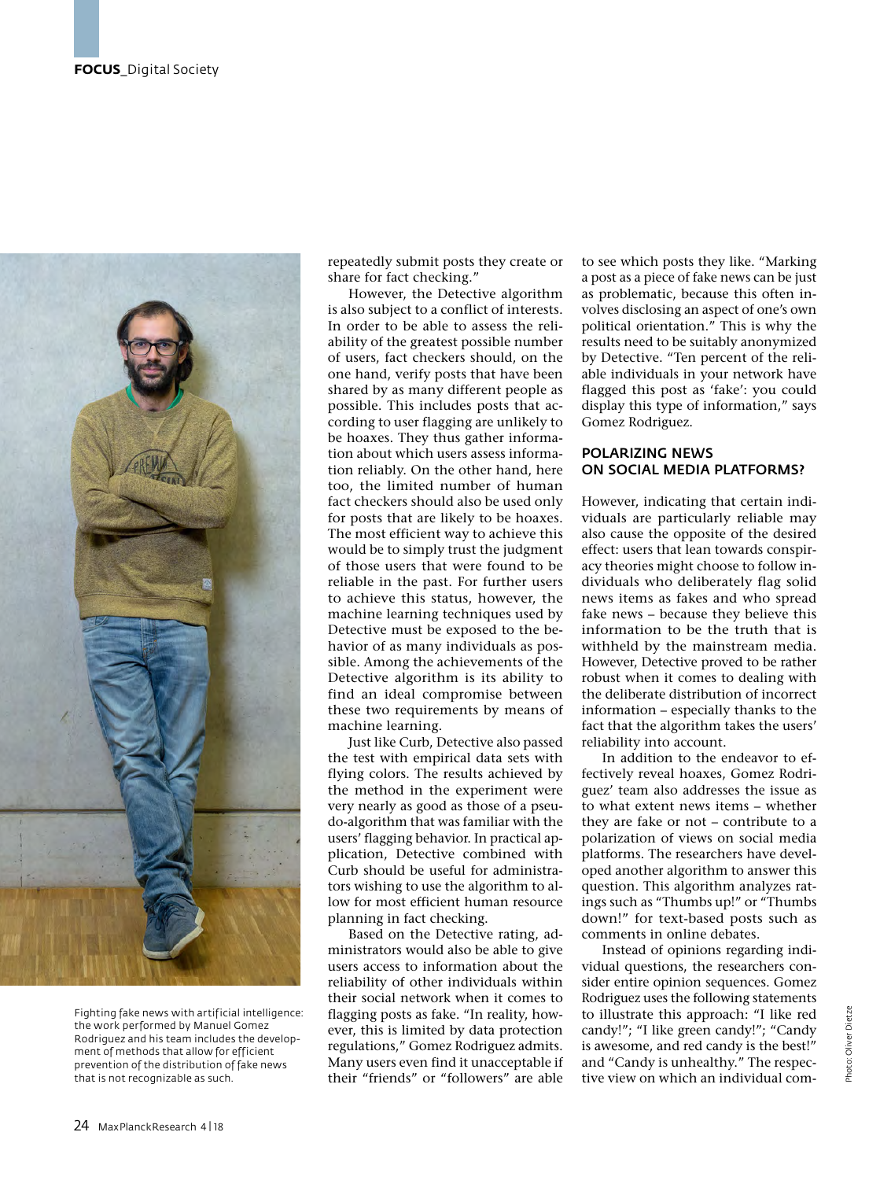Fighting fake news with artificial intelligence: the work performed by Manuel Gomez Rodriguez and his team includes the development of methods that allow for efficient prevention of the distribution of fake news that is not recognizable as such.

repeatedly submit posts they create or share for fact checking."

However, the Detective algorithm is also subject to a conflict of interests. In order to be able to assess the reliability of the greatest possible number of users, fact checkers should, on the one hand, verify posts that have been shared by as many different people as possible. This includes posts that according to user flagging are unlikely to be hoaxes. They thus gather information about which users assess information reliably. On the other hand, here too, the limited number of human fact checkers should also be used only for posts that are likely to be hoaxes. The most efficient way to achieve this would be to simply trust the judgment of those users that were found to be reliable in the past. For further users to achieve this status, however, the machine learning techniques used by Detective must be exposed to the behavior of as many individuals as possible. Among the achievements of the Detective algorithm is its ability to find an ideal compromise between these two requirements by means of machine learning.

Just like Curb, Detective also passed the test with empirical data sets with flying colors. The results achieved by the method in the experiment were very nearly as good as those of a pseudo-algorithm that was familiar with the users' flagging behavior. In practical application, Detective combined with Curb should be useful for administrators wishing to use the algorithm to allow for most efficient human resource planning in fact checking.

Based on the Detective rating, administrators would also be able to give users access to information about the reliability of other individuals within their social network when it comes to flagging posts as fake. "In reality, however, this is limited by data protection regulations," Gomez Rodriguez admits. Many users even find it unacceptable if their "friends" or "followers" are able to see which posts they like. "Marking a post as a piece of fake news can be just as problematic, because this often involves disclosing an aspect of one's own political orientation." This is why the results need to be suitably anonymized by Detective. "Ten percent of the reliable individuals in your network have flagged this post as 'fake': you could display this type of information," says Gomez Rodriguez.

## POLARIZING NEWS ON SOCIAL MEDIA PLATFORMS?

However, indicating that certain individuals are particularly reliable may also cause the opposite of the desired effect: users that lean towards conspiracy theories might choose to follow individuals who deliberately flag solid news items as fakes and who spread fake news – because they believe this information to be the truth that is withheld by the mainstream media. However, Detective proved to be rather robust when it comes to dealing with the deliberate distribution of incorrect information – especially thanks to the fact that the algorithm takes the users' reliability into account.

In addition to the endeavor to effectively reveal hoaxes, Gomez Rodriguez' team also addresses the issue as to what extent news items – whether they are fake or not – contribute to a polarization of views on social media platforms. The researchers have developed another algorithm to answer this question. This algorithm analyzes ratings such as "Thumbs up!" or "Thumbs down!" for text-based posts such as comments in online debates.

Instead of opinions regarding individual questions, the researchers consider entire opinion sequences. Gomez Rodriguez uses the following statements to illustrate this approach: "I like red candy!"; "I like green candy!"; "Candy is awesome, and red candy is the best!" and "Candy is unhealthy." The respective view on which an individual com-

Photo: Oliver Dietze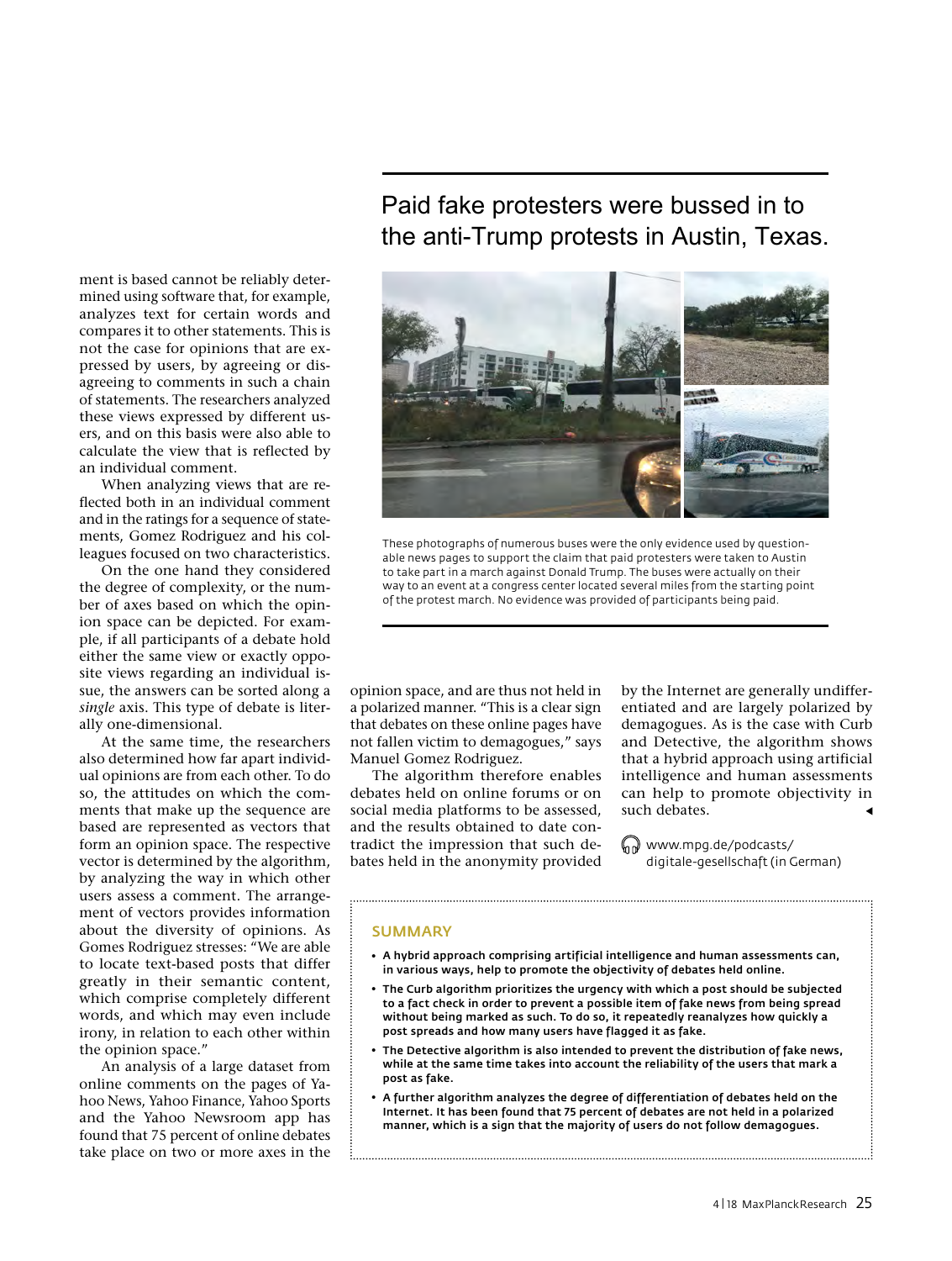ment is based cannot be reliably determined using software that, for example, analyzes text for certain words and compares it to other statements. This is not the case for opinions that are expressed by users, by agreeing or disagreeing to comments in such a chain of statements. The researchers analyzed these views expressed by different users, and on this basis were also able to calculate the view that is reflected by an individual comment.

When analyzing views that are reflected both in an individual comment and in the ratings for a sequence of statements, Gomez Rodriguez and his colleagues focused on two characteristics.

On the one hand they considered the degree of complexity, or the number of axes based on which the opinion space can be depicted. For example, if all participants of a debate hold either the same view or exactly opposite views regarding an individual issue, the answers can be sorted along a *single* axis. This type of debate is literally one-dimensional.

At the same time, the researchers also determined how far apart individual opinions are from each other. To do so, the attitudes on which the comments that make up the sequence are based are represented as vectors that form an opinion space. The respective vector is determined by the algorithm, by analyzing the way in which other users assess a comment. The arrangement of vectors provides information about the diversity of opinions. As Gomes Rodriguez stresses: "We are able to locate text-based posts that differ greatly in their semantic content, which comprise completely different words, and which may even include irony, in relation to each other within the opinion space."

An analysis of a large dataset from online comments on the pages of Yahoo News, Yahoo Finance, Yahoo Sports and the Yahoo Newsroom app has found that 75 percent of online debates take place on two or more axes in the opinion space, and are thus not held in a polarized manner. "This is a clear sign that debates on these online pages have not fallen victim to demagogues," says Manuel Gomez Rodriguez.

The algorithm therefore enables debates held on online forums or on social media platforms to be assessed, and the results obtained to date contradict the impression that such debates held in the anonymity provided by the Internet are generally undifferentiated and are largely polarized by demagogues. As is the case with Curb and Detective, the algorithm shows that a hybrid approach using artificial intelligence and human assessments can help to promote objectivity in such debates. ◂

www.mpg.de/podcasts/digitale-gesellschaft (in German)

## Paid fake protesters were bussed in to the anti-Trump protests in Austin, Texas.

These photographs of numerous buses were the only evidence used by questionable news pages to support the claim that paid protesters were taken to Austin to take part in a march against Donald Trump. The buses were actually on their way to an event at a congress center located several miles from the starting point of the protest march. No evidence was provided of participants being paid.

### SUMMARY

- **A hybrid approach comprising artificial intelligence and human assessments can, in various ways, help to promote the objectivity of debates held online.**
- **The Curb algorithm prioritizes the urgency with which a post should be subjected to a fact check in order to prevent a possible item of fake news from being spread without being marked as such. To do so, it repeatedly reanalyzes how quickly a post spreads and how many users have flagged it as fake.**
- **The Detective algorithm is also intended to prevent the distribution of fake news, while at the same time takes into account the reliability of the users that mark a post as fake.**
- **A further algorithm analyzes the degree of differentiation of debates held on the Internet. It has been found that 75 percent of debates are not held in a polarized manner, which is a sign that the majority of users do not follow demagogues.**